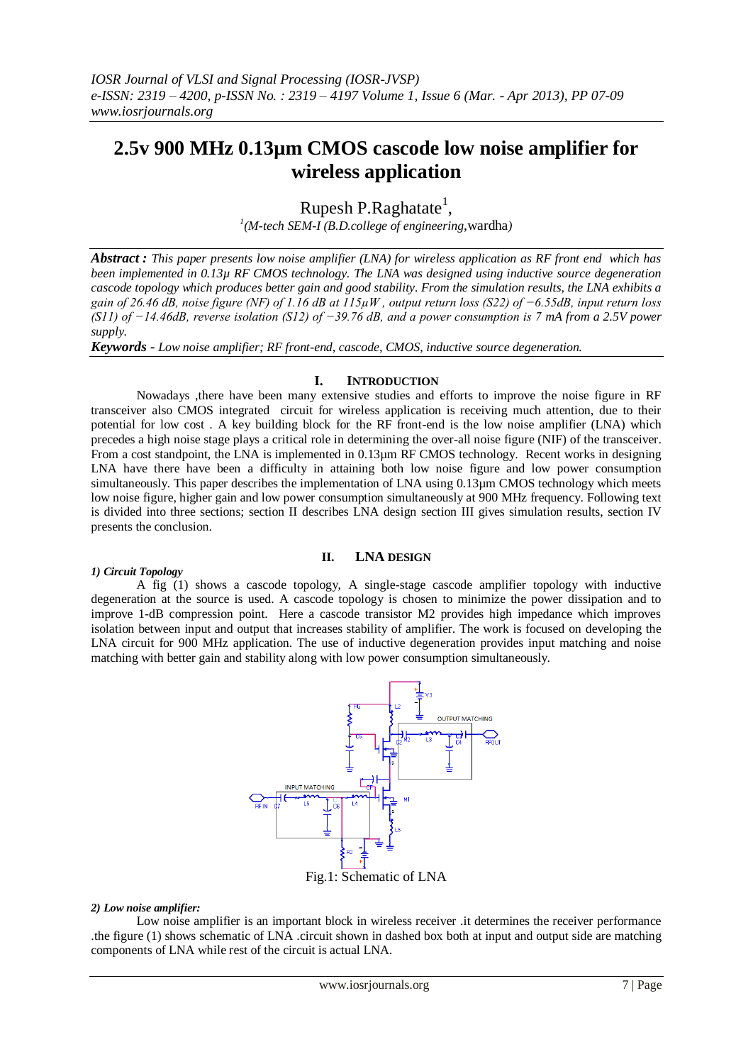# 2.5v 900 MHz 0.13μm CMOS cascode low noise amplifier for wireless application

Rupesh P.Raghatate[1],

[1](M-tech SEM-I (B.D.college of engineering,wardha)

***Abstract :*** *This paper presents low noise amplifier (LNA) for wireless application as RF front end which has been implemented in 0.13μ RF CMOS technology. The LNA was designed using inductive source degeneration cascode topology which produces better gain and good stability. From the simulation results, the LNA exhibits a gain of 26.46 dB, noise figure (NF) of 1.16 dB at 115μW , output return loss (S22) of −6.55dB, input return loss (S11) of −14.46dB, reverse isolation (S12) of −39.76 dB, and a power consumption is 7 mA from a 2.5V power supply.*

***Keywords -*** *Low noise amplifier; RF front-end, cascode, CMOS, inductive source degeneration.*

## I. INTRODUCTION

Nowadays ,there have been many extensive studies and efforts to improve the noise figure in RF transceiver also CMOS integrated circuit for wireless application is receiving much attention, due to their potential for low cost . A key building block for the RF front-end is the low noise amplifier (LNA) which precedes a high noise stage plays a critical role in determining the over-all noise figure (NIF) of the transceiver. From a cost standpoint, the LNA is implemented in 0.13μm RF CMOS technology. Recent works in designing LNA have there have been a difficulty in attaining both low noise figure and low power consumption simultaneously. This paper describes the implementation of LNA using 0.13μm CMOS technology which meets low noise figure, higher gain and low power consumption simultaneously at 900 MHz frequency. Following text is divided into three sections; section II describes LNA design section III gives simulation results, section IV presents the conclusion.

## II. LNA DESIGN

***1) Circuit Topology***

A fig (1) shows a cascode topology, A single-stage cascode amplifier topology with inductive degeneration at the source is used. A cascode topology is chosen to minimize the power dissipation and to improve 1-dB compression point. Here a cascode transistor M2 provides high impedance which improves isolation between input and output that increases stability of amplifier. The work is focused on developing the LNA circuit for 900 MHz application. The use of inductive degeneration provides input matching and noise matching with better gain and stability along with low power consumption simultaneously.

Fig.1: Schematic of LNA

***2) Low noise amplifier:***

Low noise amplifier is an important block in wireless receiver .it determines the receiver performance .the figure (1) shows schematic of LNA .circuit shown in dashed box both at input and output side are matching components of LNA while rest of the circuit is actual LNA.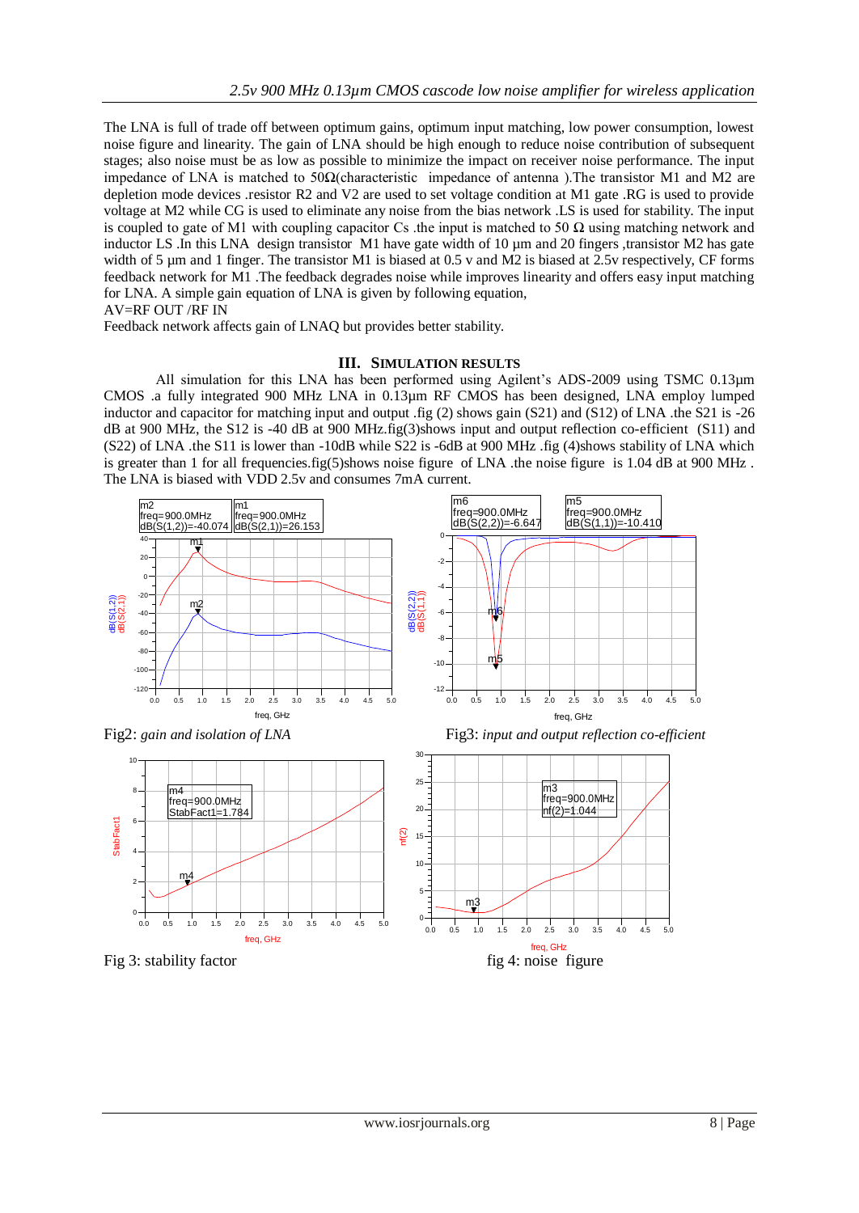The LNA is full of trade off between optimum gains, optimum input matching, low power consumption, lowest noise figure and linearity. The gain of LNA should be high enough to reduce noise contribution of subsequent stages; also noise must be as low as possible to minimize the impact on receiver noise performance. The input impedance of LNA is matched to 50Ω(characteristic impedance of antenna ).The transistor M1 and M2 are depletion mode devices .resistor R2 and V2 are used to set voltage condition at M1 gate .RG is used to provide voltage at M2 while CG is used to eliminate any noise from the bias network .LS is used for stability. The input is coupled to gate of M1 with coupling capacitor Cs .the input is matched to 50 Ω using matching network and inductor LS .In this LNA design transistor M1 have gate width of 10 µm and 20 fingers ,transistor M2 has gate width of 5 µm and 1 finger. The transistor M1 is biased at 0.5 v and M2 is biased at 2.5v respectively, CF forms feedback network for M1 .The feedback degrades noise while improves linearity and offers easy input matching for LNA. A simple gain equation of LNA is given by following equation,

AV=RF OUT /RF IN

Feedback network affects gain of LNAQ but provides better stability.

## III. Simulation Results

All simulation for this LNA has been performed using Agilent's ADS-2009 using TSMC 0.13µm CMOS .a fully integrated 900 MHz LNA in 0.13µm RF CMOS has been designed, LNA employ lumped inductor and capacitor for matching input and output .fig (2) shows gain (S21) and (S12) of LNA .the S21 is -26 dB at 900 MHz, the S12 is -40 dB at 900 MHz.fig(3)shows input and output reflection co-efficient (S11) and (S22) of LNA .the S11 is lower than -10dB while S22 is -6dB at 900 MHz .fig (4)shows stability of LNA which is greater than 1 for all frequencies.fig(5)shows noise figure of LNA .the noise figure is 1.04 dB at 900 MHz . The LNA is biased with VDD 2.5v and consumes 7mA current.

Fig2: *gain and isolation of LNA*

Fig3: *input and output reflection co-efficient*

Fig 3: stability factor

fig 4: noise figure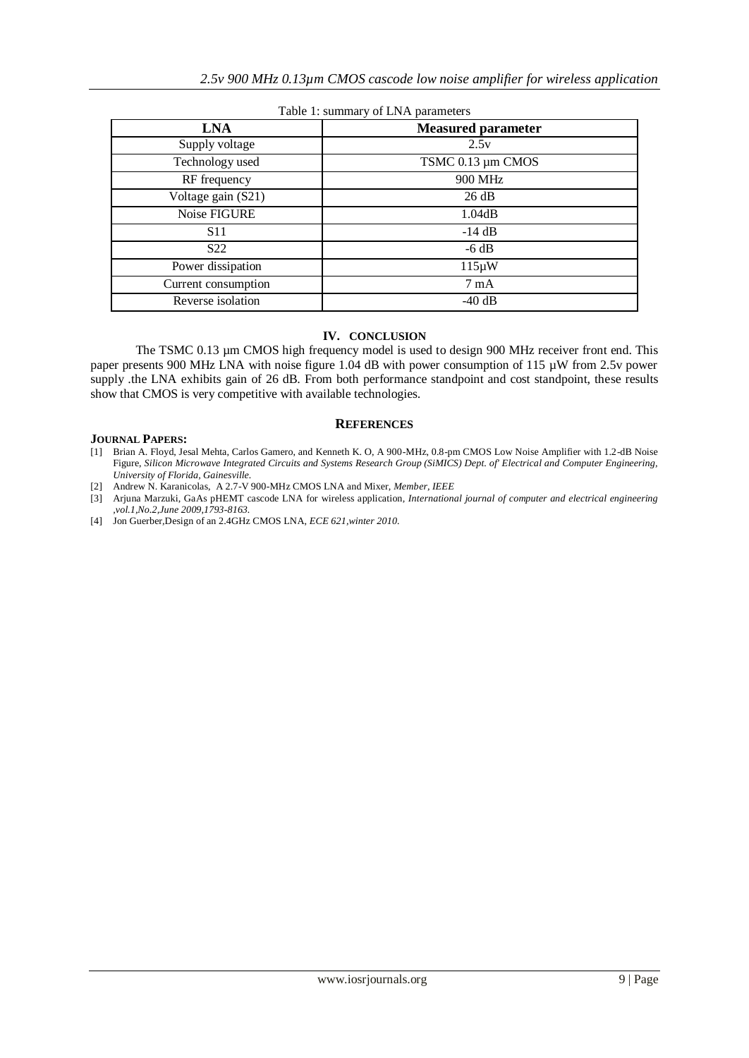Table 1: summary of LNA parameters

| LNA | Measured parameter |
|---|---|
| Supply voltage | 2.5v |
| Technology used | TSMC 0.13 µm CMOS |
| RF frequency | 900 MHz |
| Voltage gain (S21) | 26 dB |
| Noise FIGURE | 1.04dB |
| S11 | -14 dB |
| S22 | -6 dB |
| Power dissipation | 115µW |
| Current consumption | 7 mA |
| Reverse isolation | -40 dB |

## IV. CONCLUSION

The TSMC 0.13 µm CMOS high frequency model is used to design 900 MHz receiver front end. This paper presents 900 MHz LNA with noise figure 1.04 dB with power consumption of 115 µW from 2.5v power supply .the LNA exhibits gain of 26 dB. From both performance standpoint and cost standpoint, these results show that CMOS is very competitive with available technologies.

## REFERENCES

**JOURNAL PAPERS:**

[1] Brian A. Floyd, Jesal Mehta, Carlos Gamero, and Kenneth K. O, A 900-MHz, 0.8-pm CMOS Low Noise Amplifier with 1.2-dB Noise Figure, *Silicon Microwave Integrated Circuits and Systems Research Group (SiMICS) Dept. of' Electrical and Computer Engineering, University of Florida, Gainesville.*

[2] Andrew N. Karanicolas, A 2.7-V 900-MHz CMOS LNA and Mixer, *Member, IEEE*

[3] Arjuna Marzuki, GaAs pHEMT cascode LNA for wireless application, *International journal of computer and electrical engineering ,vol.1,No.2,June 2009,1793-8163.*

[4] Jon Guerber,Design of an 2.4GHz CMOS LNA, *ECE 621,winter 2010.*